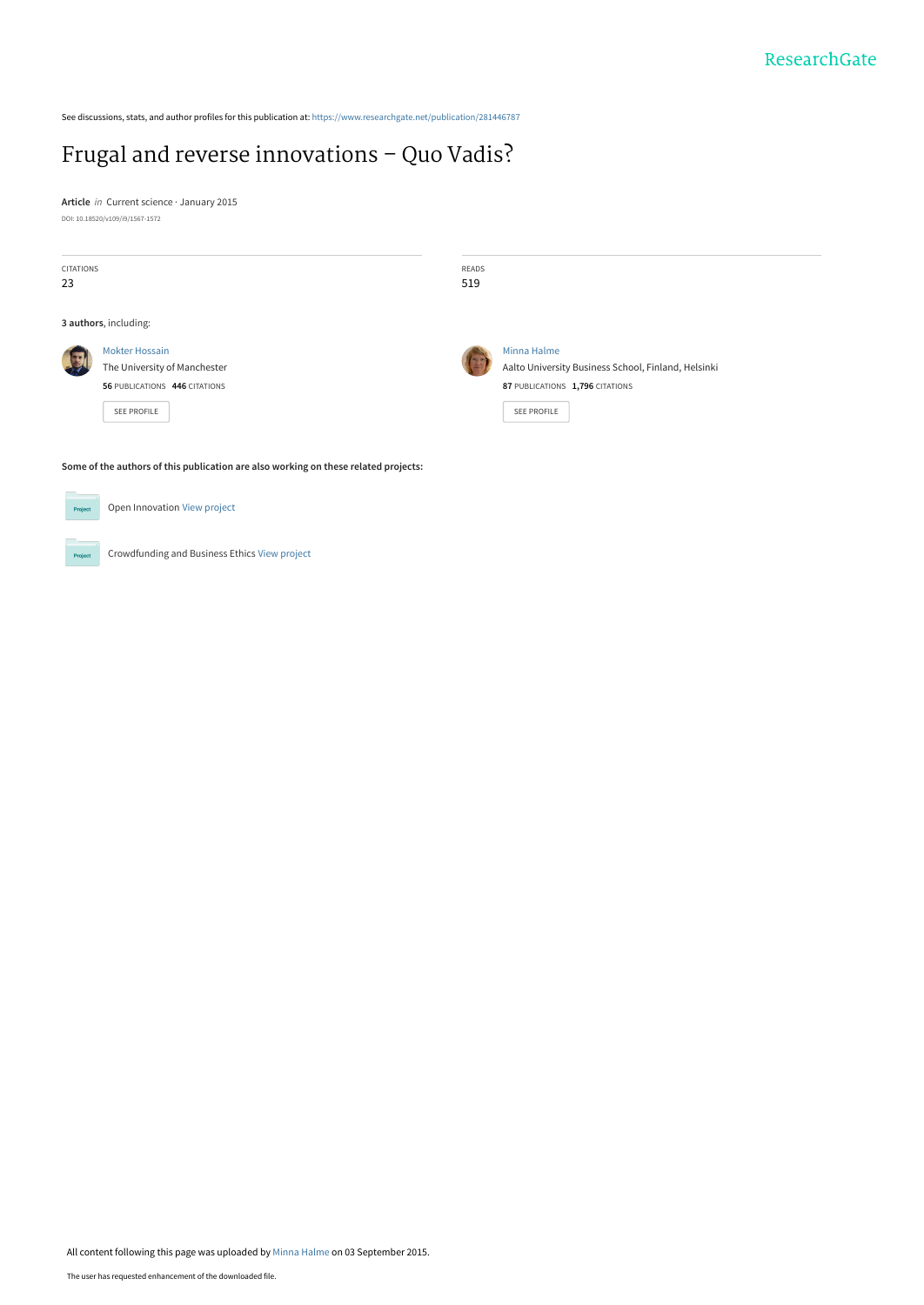ResearchGate

See discussions, stats, and author profiles for this publication at: https://www.researchgate.net/publication/281446787

# Frugal and reverse innovations – Quo Vadis?

**Article** *in* Current science · January 2015

DOI: 10.18520/v109/i9/1567-1572

| CITATIONS | READS |
|---|---|
| 23 | 519 |

**3 authors**, including:

Mokter Hossain
The University of Manchester
**56** PUBLICATIONS **446** CITATIONS
SEE PROFILE

Minna Halme
Aalto University Business School, Finland, Helsinki
**87** PUBLICATIONS **1,796** CITATIONS
SEE PROFILE

**Some of the authors of this publication are also working on these related projects:**

Project: Open Innovation View project

Project: Crowdfunding and Business Ethics View project

All content following this page was uploaded by Minna Halme on 03 September 2015.

The user has requested enhancement of the downloaded file.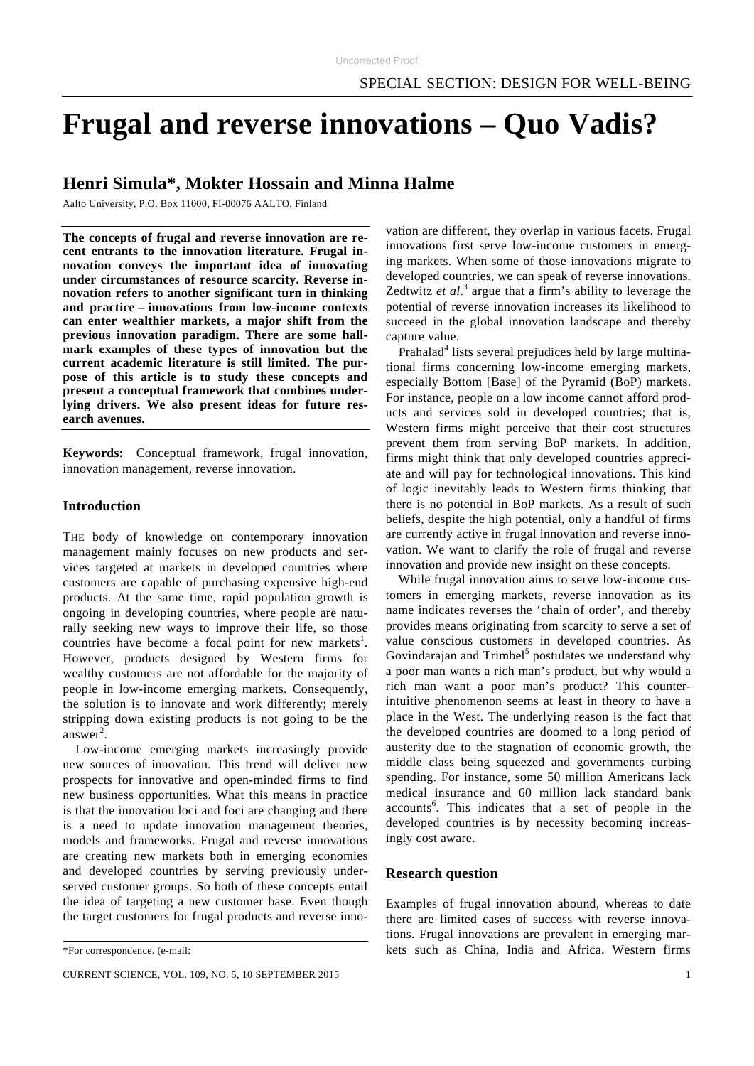# Frugal and reverse innovations – Quo Vadis?

## Henri Simula*, Mokter Hossain and Minna Halme

Aalto University, P.O. Box 11000, FI-00076 AALTO, Finland

**The concepts of frugal and reverse innovation are recent entrants to the innovation literature. Frugal innovation conveys the important idea of innovating under circumstances of resource scarcity. Reverse innovation refers to another significant turn in thinking and practice – innovations from low-income contexts can enter wealthier markets, a major shift from the previous innovation paradigm. There are some hallmark examples of these types of innovation but the current academic literature is still limited. The purpose of this article is to study these concepts and present a conceptual framework that combines underlying drivers. We also present ideas for future research avenues.**

**Keywords:** Conceptual framework, frugal innovation, innovation management, reverse innovation.

### Introduction

THE body of knowledge on contemporary innovation management mainly focuses on new products and services targeted at markets in developed countries where customers are capable of purchasing expensive high-end products. At the same time, rapid population growth is ongoing in developing countries, where people are naturally seeking new ways to improve their life, so those countries have become a focal point for new markets[1]. However, products designed by Western firms for wealthy customers are not affordable for the majority of people in low-income emerging markets. Consequently, the solution is to innovate and work differently; merely stripping down existing products is not going to be the answer[2].

Low-income emerging markets increasingly provide new sources of innovation. This trend will deliver new prospects for innovative and open-minded firms to find new business opportunities. What this means in practice is that the innovation loci and foci are changing and there is a need to update innovation management theories, models and frameworks. Frugal and reverse innovations are creating new markets both in emerging economies and developed countries by serving previously underserved customer groups. So both of these concepts entail the idea of targeting a new customer base. Even though the target customers for frugal products and reverse innovation are different, they overlap in various facets. Frugal innovations first serve low-income customers in emerging markets. When some of those innovations migrate to developed countries, we can speak of reverse innovations. Zedtwitz *et al*.[3] argue that a firm's ability to leverage the potential of reverse innovation increases its likelihood to succeed in the global innovation landscape and thereby capture value.

Prahalad[4] lists several prejudices held by large multinational firms concerning low-income emerging markets, especially Bottom [Base] of the Pyramid (BoP) markets. For instance, people on a low income cannot afford products and services sold in developed countries; that is, Western firms might perceive that their cost structures prevent them from serving BoP markets. In addition, firms might think that only developed countries appreciate and will pay for technological innovations. This kind of logic inevitably leads to Western firms thinking that there is no potential in BoP markets. As a result of such beliefs, despite the high potential, only a handful of firms are currently active in frugal innovation and reverse innovation. We want to clarify the role of frugal and reverse innovation and provide new insight on these concepts.

While frugal innovation aims to serve low-income customers in emerging markets, reverse innovation as its name indicates reverses the 'chain of order', and thereby provides means originating from scarcity to serve a set of value conscious customers in developed countries. As Govindarajan and Trimbel[5] postulates we understand why a poor man wants a rich man's product, but why would a rich man want a poor man's product? This counter-intuitive phenomenon seems at least in theory to have a place in the West. The underlying reason is the fact that the developed countries are doomed to a long period of austerity due to the stagnation of economic growth, the middle class being squeezed and governments curbing spending. For instance, some 50 million Americans lack medical insurance and 60 million lack standard bank accounts[6]. This indicates that a set of people in the developed countries is by necessity becoming increasingly cost aware.

### Research question

Examples of frugal innovation abound, whereas to date there are limited cases of success with reverse innovations. Frugal innovations are prevalent in emerging markets such as China, India and Africa. Western firms

*For correspondence. (e-mail: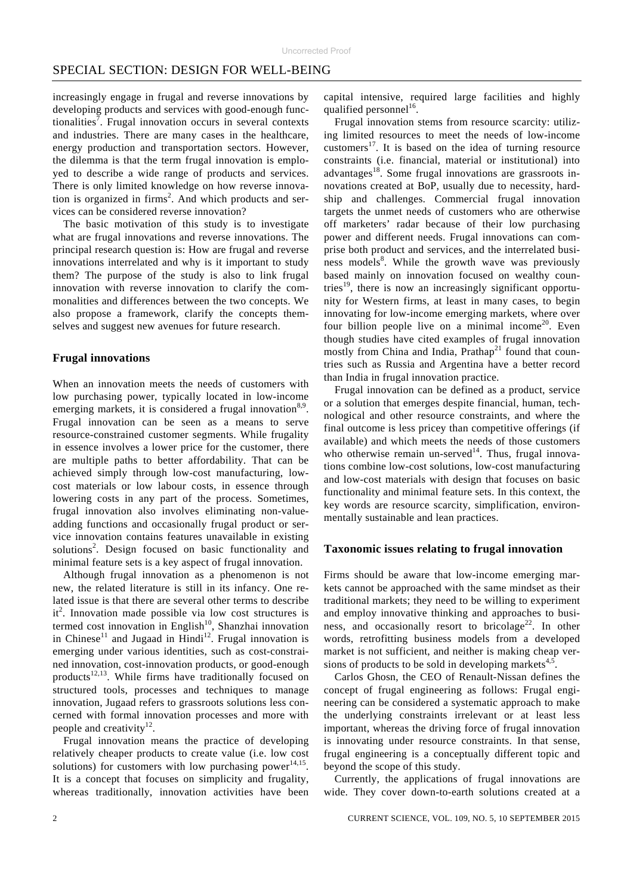increasingly engage in frugal and reverse innovations by developing products and services with good-enough functionalities[7]. Frugal innovation occurs in several contexts and industries. There are many cases in the healthcare, energy production and transportation sectors. However, the dilemma is that the term frugal innovation is employed to describe a wide range of products and services. There is only limited knowledge on how reverse innovation is organized in firms[2]. And which products and services can be considered reverse innovation?

The basic motivation of this study is to investigate what are frugal innovations and reverse innovations. The principal research question is: How are frugal and reverse innovations interrelated and why is it important to study them? The purpose of the study is also to link frugal innovation with reverse innovation to clarify the commonalities and differences between the two concepts. We also propose a framework, clarify the concepts themselves and suggest new avenues for future research.

## Frugal innovations

When an innovation meets the needs of customers with low purchasing power, typically located in low-income emerging markets, it is considered a frugal innovation[8,9]. Frugal innovation can be seen as a means to serve resource-constrained customer segments. While frugality in essence involves a lower price for the customer, there are multiple paths to better affordability. That can be achieved simply through low-cost manufacturing, low-cost materials or low labour costs, in essence through lowering costs in any part of the process. Sometimes, frugal innovation also involves eliminating non-value-adding functions and occasionally frugal product or service innovation contains features unavailable in existing solutions[2]. Design focused on basic functionality and minimal feature sets is a key aspect of frugal innovation.

Although frugal innovation as a phenomenon is not new, the related literature is still in its infancy. One related issue is that there are several other terms to describe it[2]. Innovation made possible via low cost structures is termed cost innovation in English[10], Shanzhai innovation in Chinese[11] and Jugaad in Hindi[12]. Frugal innovation is emerging under various identities, such as cost-constrained innovation, cost-innovation products, or good-enough products[12,13]. While firms have traditionally focused on structured tools, processes and techniques to manage innovation, Jugaad refers to grassroots solutions less concerned with formal innovation processes and more with people and creativity[12].

Frugal innovation means the practice of developing relatively cheaper products to create value (i.e. low cost solutions) for customers with low purchasing power[14,15]. It is a concept that focuses on simplicity and frugality, whereas traditionally, innovation activities have been capital intensive, required large facilities and highly qualified personnel[16].

Frugal innovation stems from resource scarcity: utilizing limited resources to meet the needs of low-income customers[17]. It is based on the idea of turning resource constraints (i.e. financial, material or institutional) into advantages[18]. Some frugal innovations are grassroots innovations created at BoP, usually due to necessity, hardship and challenges. Commercial frugal innovation targets the unmet needs of customers who are otherwise off marketers' radar because of their low purchasing power and different needs. Frugal innovations can comprise both product and services, and the interrelated business models[8]. While the growth wave was previously based mainly on innovation focused on wealthy countries[19], there is now an increasingly significant opportunity for Western firms, at least in many cases, to begin innovating for low-income emerging markets, where over four billion people live on a minimal income[20]. Even though studies have cited examples of frugal innovation mostly from China and India, Prathap[21] found that countries such as Russia and Argentina have a better record than India in frugal innovation practice.

Frugal innovation can be defined as a product, service or a solution that emerges despite financial, human, technological and other resource constraints, and where the final outcome is less pricey than competitive offerings (if available) and which meets the needs of those customers who otherwise remain un-served[14]. Thus, frugal innovations combine low-cost solutions, low-cost manufacturing and low-cost materials with design that focuses on basic functionality and minimal feature sets. In this context, the key words are resource scarcity, simplification, environmentally sustainable and lean practices.

## Taxonomic issues relating to frugal innovation

Firms should be aware that low-income emerging markets cannot be approached with the same mindset as their traditional markets; they need to be willing to experiment and employ innovative thinking and approaches to business, and occasionally resort to bricolage[22]. In other words, retrofitting business models from a developed market is not sufficient, and neither is making cheap versions of products to be sold in developing markets[4,5].

Carlos Ghosn, the CEO of Renault-Nissan defines the concept of frugal engineering as follows: Frugal engineering can be considered a systematic approach to make the underlying constraints irrelevant or at least less important, whereas the driving force of frugal innovation is innovating under resource constraints. In that sense, frugal engineering is a conceptually different topic and beyond the scope of this study.

Currently, the applications of frugal innovations are wide. They cover down-to-earth solutions created at a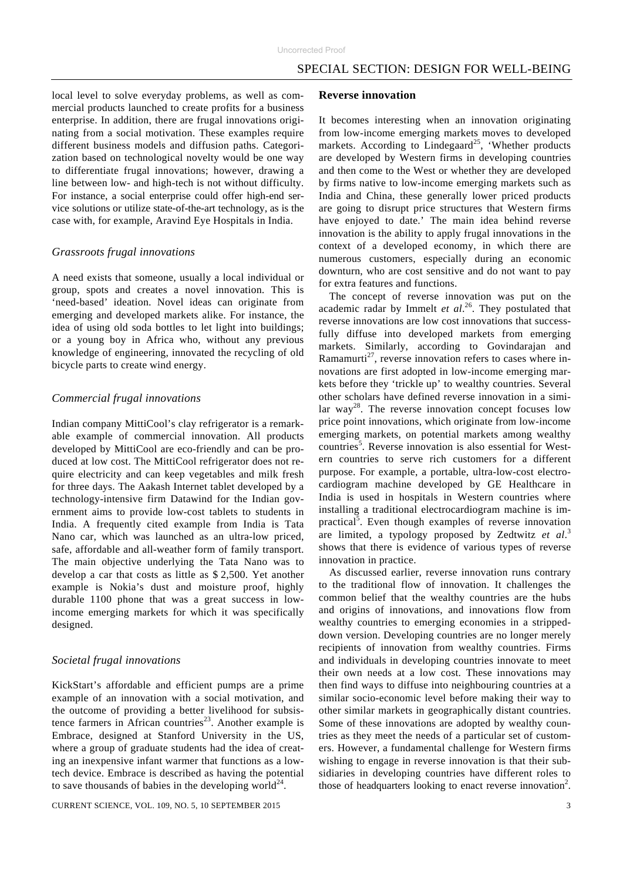local level to solve everyday problems, as well as commercial products launched to create profits for a business enterprise. In addition, there are frugal innovations originating from a social motivation. These examples require different business models and diffusion paths. Categorization based on technological novelty would be one way to differentiate frugal innovations; however, drawing a line between low- and high-tech is not without difficulty. For instance, a social enterprise could offer high-end service solutions or utilize state-of-the-art technology, as is the case with, for example, Aravind Eye Hospitals in India.

### *Grassroots frugal innovations*

A need exists that someone, usually a local individual or group, spots and creates a novel innovation. This is 'need-based' ideation. Novel ideas can originate from emerging and developed markets alike. For instance, the idea of using old soda bottles to let light into buildings; or a young boy in Africa who, without any previous knowledge of engineering, innovated the recycling of old bicycle parts to create wind energy.

### *Commercial frugal innovations*

Indian company MittiCool's clay refrigerator is a remarkable example of commercial innovation. All products developed by MittiCool are eco-friendly and can be produced at low cost. The MittiCool refrigerator does not require electricity and can keep vegetables and milk fresh for three days. The Aakash Internet tablet developed by a technology-intensive firm Datawind for the Indian government aims to provide low-cost tablets to students in India. A frequently cited example from India is Tata Nano car, which was launched as an ultra-low priced, safe, affordable and all-weather form of family transport. The main objective underlying the Tata Nano was to develop a car that costs as little as $ 2,500. Yet another example is Nokia's dust and moisture proof, highly durable 1100 phone that was a great success in low-income emerging markets for which it was specifically designed.

### *Societal frugal innovations*

KickStart's affordable and efficient pumps are a prime example of an innovation with a social motivation, and the outcome of providing a better livelihood for subsistence farmers in African countries[23]. Another example is Embrace, designed at Stanford University in the US, where a group of graduate students had the idea of creating an inexpensive infant warmer that functions as a low-tech device. Embrace is described as having the potential to save thousands of babies in the developing world[24].

## Reverse innovation

It becomes interesting when an innovation originating from low-income emerging markets moves to developed markets. According to Lindegaard[25], 'Whether products are developed by Western firms in developing countries and then come to the West or whether they are developed by firms native to low-income emerging markets such as India and China, these generally lower priced products are going to disrupt price structures that Western firms have enjoyed to date.' The main idea behind reverse innovation is the ability to apply frugal innovations in the context of a developed economy, in which there are numerous customers, especially during an economic downturn, who are cost sensitive and do not want to pay for extra features and functions.

The concept of reverse innovation was put on the academic radar by Immelt *et al.*[26]. They postulated that reverse innovations are low cost innovations that successfully diffuse into developed markets from emerging markets. Similarly, according to Govindarajan and Ramamurti[27], reverse innovation refers to cases where innovations are first adopted in low-income emerging markets before they 'trickle up' to wealthy countries. Several other scholars have defined reverse innovation in a similar way[28]. The reverse innovation concept focuses low price point innovations, which originate from low-income emerging markets, on potential markets among wealthy countries[5]. Reverse innovation is also essential for Western countries to serve rich customers for a different purpose. For example, a portable, ultra-low-cost electrocardiogram machine developed by GE Healthcare in India is used in hospitals in Western countries where installing a traditional electrocardiogram machine is impractical[5]. Even though examples of reverse innovation are limited, a typology proposed by Zedtwitz *et al.*[3] shows that there is evidence of various types of reverse innovation in practice.

As discussed earlier, reverse innovation runs contrary to the traditional flow of innovation. It challenges the common belief that the wealthy countries are the hubs and origins of innovations, and innovations flow from wealthy countries to emerging economies in a stripped-down version. Developing countries are no longer merely recipients of innovation from wealthy countries. Firms and individuals in developing countries innovate to meet their own needs at a low cost. These innovations may then find ways to diffuse into neighbouring countries at a similar socio-economic level before making their way to other similar markets in geographically distant countries. Some of these innovations are adopted by wealthy countries as they meet the needs of a particular set of customers. However, a fundamental challenge for Western firms wishing to engage in reverse innovation is that their subsidiaries in developing countries have different roles to those of headquarters looking to enact reverse innovation[2].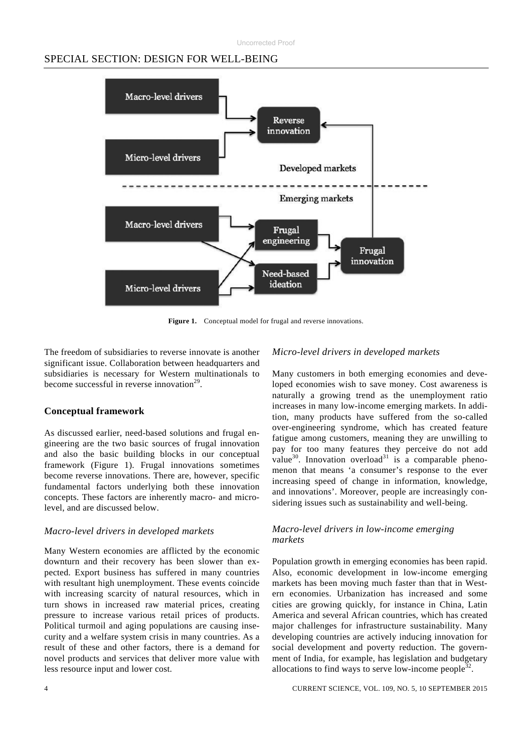Macro-level drivers

Micro-level drivers

Reverse innovation

Developed markets

Emerging markets

Macro-level drivers

Micro-level drivers

Frugal engineering

Need-based ideation

Frugal innovation

**Figure 1.** Conceptual model for frugal and reverse innovations.

The freedom of subsidiaries to reverse innovate is another significant issue. Collaboration between headquarters and subsidiaries is necessary for Western multinationals to become successful in reverse innovation[29].

## Conceptual framework

As discussed earlier, need-based solutions and frugal engineering are the two basic sources of frugal innovation and also the basic building blocks in our conceptual framework (Figure 1). Frugal innovations sometimes become reverse innovations. There are, however, specific fundamental factors underlying both these innovation concepts. These factors are inherently macro- and micro-level, and are discussed below.

### *Macro-level drivers in developed markets*

Many Western economies are afflicted by the economic downturn and their recovery has been slower than expected. Export business has suffered in many countries with resultant high unemployment. These events coincide with increasing scarcity of natural resources, which in turn shows in increased raw material prices, creating pressure to increase various retail prices of products. Political turmoil and aging populations are causing insecurity and a welfare system crisis in many countries. As a result of these and other factors, there is a demand for novel products and services that deliver more value with less resource input and lower cost.

### *Micro-level drivers in developed markets*

Many customers in both emerging economies and developed economies wish to save money. Cost awareness is naturally a growing trend as the unemployment ratio increases in many low-income emerging markets. In addition, many products have suffered from the so-called over-engineering syndrome, which has created feature fatigue among customers, meaning they are unwilling to pay for too many features they perceive do not add value[30]. Innovation overload[31] is a comparable phenomenon that means 'a consumer's response to the ever increasing speed of change in information, knowledge, and innovations'. Moreover, people are increasingly considering issues such as sustainability and well-being.

### *Macro-level drivers in low-income emerging markets*

Population growth in emerging economies has been rapid. Also, economic development in low-income emerging markets has been moving much faster than that in Western economies. Urbanization has increased and some cities are growing quickly, for instance in China, Latin America and several African countries, which has created major challenges for infrastructure sustainability. Many developing countries are actively inducing innovation for social development and poverty reduction. The government of India, for example, has legislation and budgetary allocations to find ways to serve low-income people[32].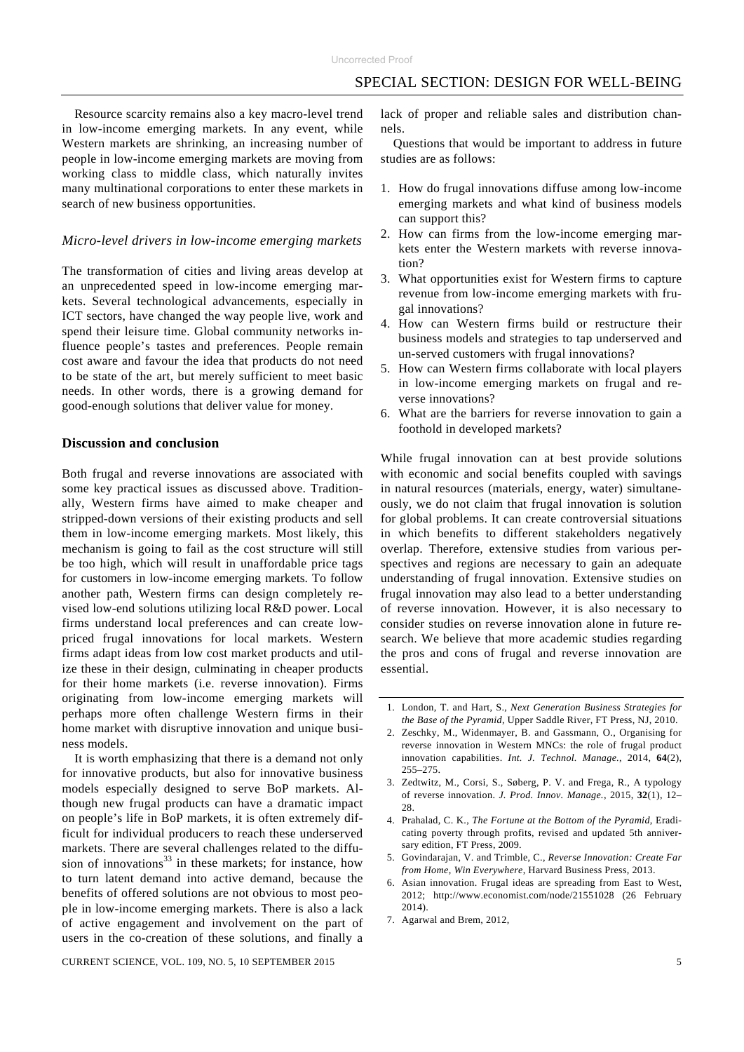Resource scarcity remains also a key macro-level trend in low-income emerging markets. In any event, while Western markets are shrinking, an increasing number of people in low-income emerging markets are moving from working class to middle class, which naturally invites many multinational corporations to enter these markets in search of new business opportunities.

### *Micro-level drivers in low-income emerging markets*

The transformation of cities and living areas develop at an unprecedented speed in low-income emerging markets. Several technological advancements, especially in ICT sectors, have changed the way people live, work and spend their leisure time. Global community networks influence people's tastes and preferences. People remain cost aware and favour the idea that products do not need to be state of the art, but merely sufficient to meet basic needs. In other words, there is a growing demand for good-enough solutions that deliver value for money.

## Discussion and conclusion

Both frugal and reverse innovations are associated with some key practical issues as discussed above. Traditionally, Western firms have aimed to make cheaper and stripped-down versions of their existing products and sell them in low-income emerging markets. Most likely, this mechanism is going to fail as the cost structure will still be too high, which will result in unaffordable price tags for customers in low-income emerging markets. To follow another path, Western firms can design completely revised low-end solutions utilizing local R&D power. Local firms understand local preferences and can create low-priced frugal innovations for local markets. Western firms adapt ideas from low cost market products and utilize these in their design, culminating in cheaper products for their home markets (i.e. reverse innovation). Firms originating from low-income emerging markets will perhaps more often challenge Western firms in their home market with disruptive innovation and unique business models.

It is worth emphasizing that there is a demand not only for innovative products, but also for innovative business models especially designed to serve BoP markets. Although new frugal products can have a dramatic impact on people's life in BoP markets, it is often extremely difficult for individual producers to reach these underserved markets. There are several challenges related to the diffusion of innovations[33] in these markets; for instance, how to turn latent demand into active demand, because the benefits of offered solutions are not obvious to most people in low-income emerging markets. There is also a lack of active engagement and involvement on the part of users in the co-creation of these solutions, and finally a lack of proper and reliable sales and distribution channels.

Questions that would be important to address in future studies are as follows:

1. How do frugal innovations diffuse among low-income emerging markets and what kind of business models can support this?
2. How can firms from the low-income emerging markets enter the Western markets with reverse innovation?
3. What opportunities exist for Western firms to capture revenue from low-income emerging markets with frugal innovations?
4. How can Western firms build or restructure their business models and strategies to tap underserved and un-served customers with frugal innovations?
5. How can Western firms collaborate with local players in low-income emerging markets on frugal and reverse innovations?
6. What are the barriers for reverse innovation to gain a foothold in developed markets?

While frugal innovation can at best provide solutions with economic and social benefits coupled with savings in natural resources (materials, energy, water) simultaneously, we do not claim that frugal innovation is solution for global problems. It can create controversial situations in which benefits to different stakeholders negatively overlap. Therefore, extensive studies from various perspectives and regions are necessary to gain an adequate understanding of frugal innovation. Extensive studies on frugal innovation may also lead to a better understanding of reverse innovation. However, it is also necessary to consider studies on reverse innovation alone in future research. We believe that more academic studies regarding the pros and cons of frugal and reverse innovation are essential.

1. London, T. and Hart, S., *Next Generation Business Strategies for the Base of the Pyramid*, Upper Saddle River, FT Press, NJ, 2010.
2. Zeschky, M., Widenmayer, B. and Gassmann, O., Organising for reverse innovation in Western MNCs: the role of frugal product innovation capabilities. *Int. J. Technol. Manage.*, 2014, **64**(2), 255–275.
3. Zedtwitz, M., Corsi, S., Søberg, P. V. and Frega, R., A typology of reverse innovation. *J. Prod. Innov. Manage.*, 2015, **32**(1), 12–28.
4. Prahalad, C. K., *The Fortune at the Bottom of the Pyramid*, Eradicating poverty through profits, revised and updated 5th anniversary edition, FT Press, 2009.
5. Govindarajan, V. and Trimble, C., *Reverse Innovation: Create Far from Home, Win Everywhere*, Harvard Business Press, 2013.
6. Asian innovation. Frugal ideas are spreading from East to West, 2012; http://www.economist.com/node/21551028 (26 February 2014).
7. Agarwal and Brem, 2012,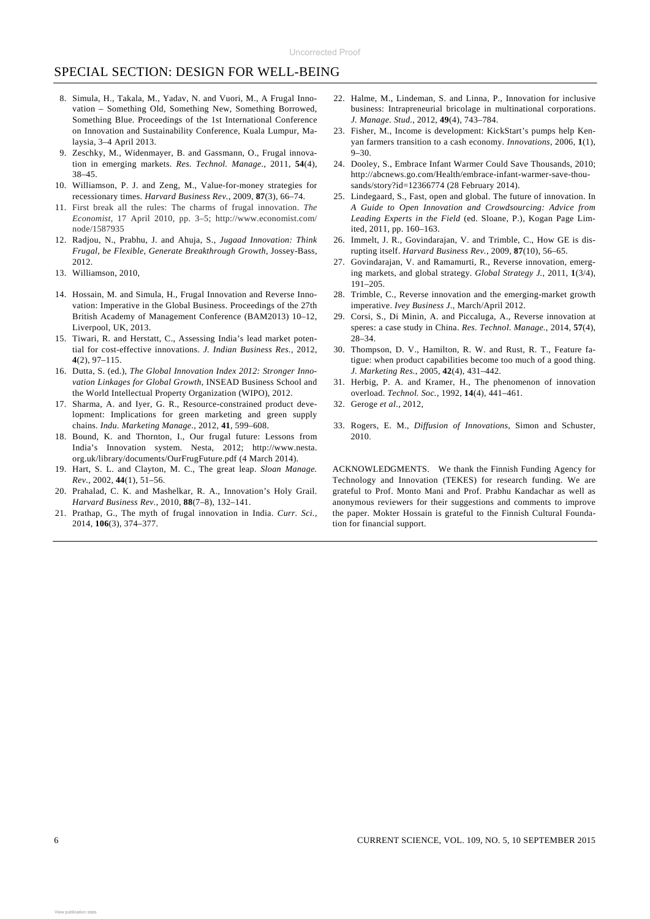8. Simula, H., Takala, M., Yadav, N. and Vuori, M., A Frugal Innovation – Something Old, Something New, Something Borrowed, Something Blue. Proceedings of the 1st International Conference on Innovation and Sustainability Conference, Kuala Lumpur, Malaysia, 3–4 April 2013.
9. Zeschky, M., Widenmayer, B. and Gassmann, O., Frugal innovation in emerging markets. *Res. Technol. Manage.*, 2011, **54**(4), 38–45.
10. Williamson, P. J. and Zeng, M., Value-for-money strategies for recessionary times. *Harvard Business Rev.*, 2009, **87**(3), 66–74.
11. First break all the rules: The charms of frugal innovation. *The Economist*, 17 April 2010, pp. 3–5; http://www.economist.com/node/1587935
12. Radjou, N., Prabhu, J. and Ahuja, S., *Jugaad Innovation: Think Frugal, be Flexible, Generate Breakthrough Growth*, Jossey-Bass, 2012.
13. Williamson, 2010,
14. Hossain, M. and Simula, H., Frugal Innovation and Reverse Innovation: Imperative in the Global Business. Proceedings of the 27th British Academy of Management Conference (BAM2013) 10–12, Liverpool, UK, 2013.
15. Tiwari, R. and Herstatt, C., Assessing India's lead market potential for cost-effective innovations. *J. Indian Business Res.*, 2012, **4**(2), 97–115.
16. Dutta, S. (ed.), *The Global Innovation Index 2012: Stronger Innovation Linkages for Global Growth*, INSEAD Business School and the World Intellectual Property Organization (WIPO), 2012.
17. Sharma, A. and Iyer, G. R., Resource-constrained product development: Implications for green marketing and green supply chains. *Indu. Marketing Manage.*, 2012, **41**, 599–608.
18. Bound, K. and Thornton, I., Our frugal future: Lessons from India's Innovation system. Nesta, 2012; http://www.nesta.org.uk/library/documents/OurFrugFuture.pdf (4 March 2014).
19. Hart, S. L. and Clayton, M. C., The great leap. *Sloan Manage. Rev.*, 2002, **44**(1), 51–56.
20. Prahalad, C. K. and Mashelkar, R. A., Innovation's Holy Grail. *Harvard Business Rev.*, 2010, **88**(7–8), 132–141.
21. Prathap, G., The myth of frugal innovation in India. *Curr. Sci.*, 2014, **106**(3), 374–377.
22. Halme, M., Lindeman, S. and Linna, P., Innovation for inclusive business: Intrapreneurial bricolage in multinational corporations. *J. Manage. Stud.*, 2012, **49**(4), 743–784.
23. Fisher, M., Income is development: KickStart's pumps help Kenyan farmers transition to a cash economy. *Innovations*, 2006, **1**(1), 9–30.
24. Dooley, S., Embrace Infant Warmer Could Save Thousands, 2010; http://abcnews.go.com/Health/embrace-infant-warmer-save-thousands/story?id=12366774 (28 February 2014).
25. Lindegaard, S., Fast, open and global. The future of innovation. In *A Guide to Open Innovation and Crowdsourcing: Advice from Leading Experts in the Field* (ed. Sloane, P.), Kogan Page Limited, 2011, pp. 160–163.
26. Immelt, J. R., Govindarajan, V. and Trimble, C., How GE is disrupting itself. *Harvard Business Rev.*, 2009, **87**(10), 56–65.
27. Govindarajan, V. and Ramamurti, R., Reverse innovation, emerging markets, and global strategy. *Global Strategy J.*, 2011, **1**(3/4), 191–205.
28. Trimble, C., Reverse innovation and the emerging-market growth imperative. *Ivey Business J.*, March/April 2012.
29. Corsi, S., Di Minin, A. and Piccaluga, A., Reverse innovation at speres: a case study in China. *Res. Technol. Manage.*, 2014, **57**(4), 28–34.
30. Thompson, D. V., Hamilton, R. W. and Rust, R. T., Feature fatigue: when product capabilities become too much of a good thing. *J. Marketing Res.*, 2005, **42**(4), 431–442.
31. Herbig, P. A. and Kramer, H., The phenomenon of innovation overload. *Technol. Soc.*, 1992, **14**(4), 441–461.
32. Geroge *et al.*, 2012,
33. Rogers, E. M., *Diffusion of Innovations*, Simon and Schuster, 2010.

ACKNOWLEDGMENTS. We thank the Finnish Funding Agency for Technology and Innovation (TEKES) for research funding. We are grateful to Prof. Monto Mani and Prof. Prabhu Kandachar as well as anonymous reviewers for their suggestions and comments to improve the paper. Mokter Hossain is grateful to the Finnish Cultural Foundation for financial support.